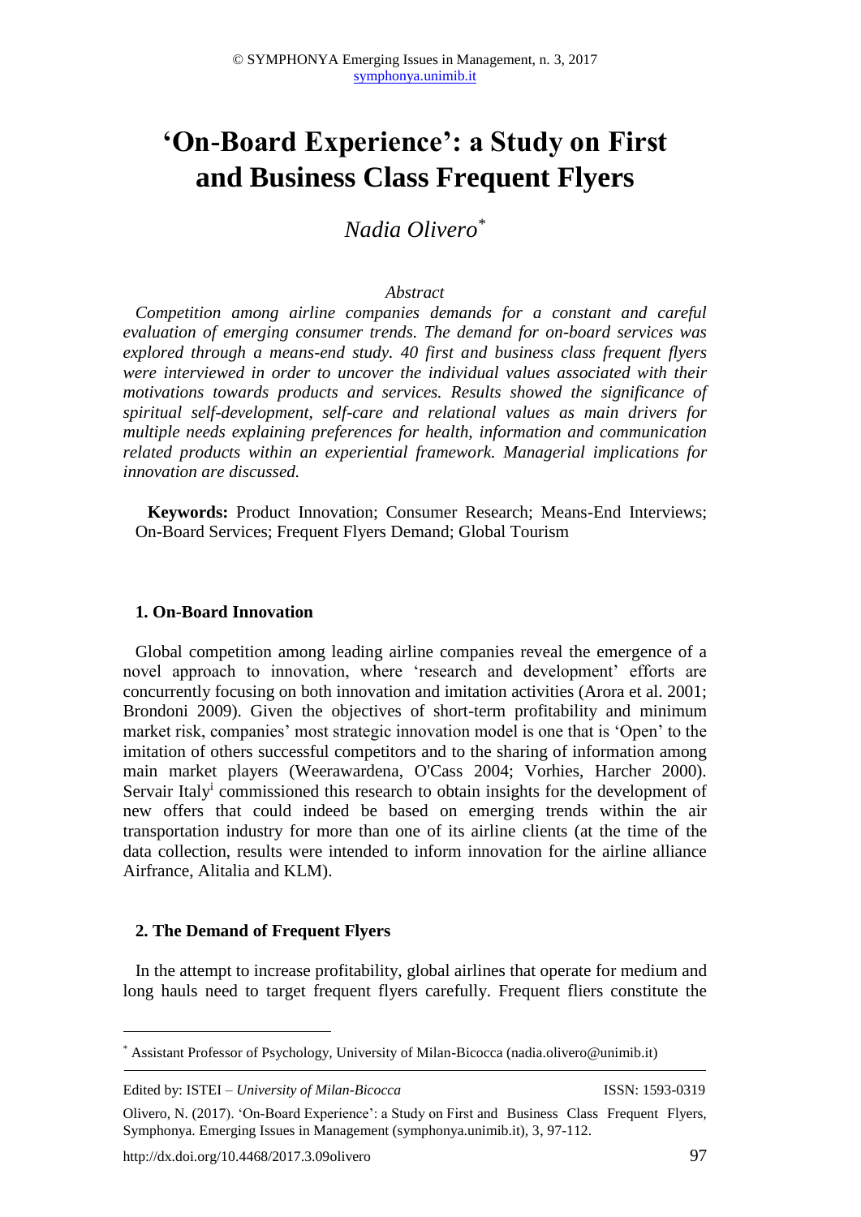# 'On-Board Experience': a Study on First and Business Class Frequent Flyers

*Nadia Olivero*[*]

*Abstract*

*Competition among airline companies demands for a constant and careful evaluation of emerging consumer trends. The demand for on-board services was explored through a means-end study. 40 first and business class frequent flyers were interviewed in order to uncover the individual values associated with their motivations towards products and services. Results showed the significance of spiritual self-development, self-care and relational values as main drivers for multiple needs explaining preferences for health, information and communication related products within an experiential framework. Managerial implications for innovation are discussed.*

**Keywords:** Product Innovation; Consumer Research; Means-End Interviews; On-Board Services; Frequent Flyers Demand; Global Tourism

## 1. On-Board Innovation

Global competition among leading airline companies reveal the emergence of a novel approach to innovation, where 'research and development' efforts are concurrently focusing on both innovation and imitation activities (Arora et al. 2001; Brondoni 2009). Given the objectives of short-term profitability and minimum market risk, companies' most strategic innovation model is one that is 'Open' to the imitation of others successful competitors and to the sharing of information among main market players (Weerawardena, O'Cass 2004; Vorhies, Harcher 2000). Servair Italy[i] commissioned this research to obtain insights for the development of new offers that could indeed be based on emerging trends within the air transportation industry for more than one of its airline clients (at the time of the data collection, results were intended to inform innovation for the airline alliance Airfrance, Alitalia and KLM).

## 2. The Demand of Frequent Flyers

In the attempt to increase profitability, global airlines that operate for medium and long hauls need to target frequent flyers carefully. Frequent fliers constitute the

---

[*] Assistant Professor of Psychology, University of Milan-Bicocca (nadia.olivero@unimib.it)

Edited by: ISTEI – *University of Milan-Bicocca* ISSN: 1593-0319

Olivero, N. (2017). 'On-Board Experience': a Study on First and Business Class Frequent Flyers, Symphonya. Emerging Issues in Management (symphonya.unimib.it), 3, 97-112.

http://dx.doi.org/10.4468/2017.3.09olivero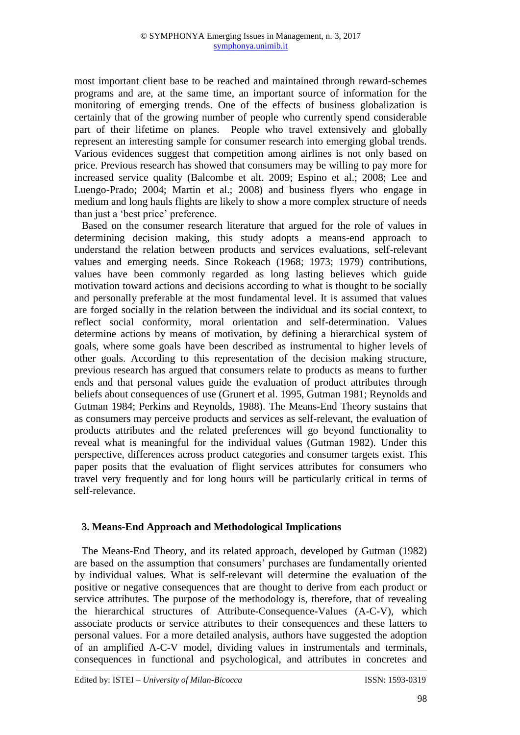most important client base to be reached and maintained through reward-schemes programs and are, at the same time, an important source of information for the monitoring of emerging trends. One of the effects of business globalization is certainly that of the growing number of people who currently spend considerable part of their lifetime on planes. People who travel extensively and globally represent an interesting sample for consumer research into emerging global trends. Various evidences suggest that competition among airlines is not only based on price. Previous research has showed that consumers may be willing to pay more for increased service quality (Balcombe et alt. 2009; Espino et al.; 2008; Lee and Luengo-Prado; 2004; Martin et al.; 2008) and business flyers who engage in medium and long hauls flights are likely to show a more complex structure of needs than just a 'best price' preference.

Based on the consumer research literature that argued for the role of values in determining decision making, this study adopts a means-end approach to understand the relation between products and services evaluations, self-relevant values and emerging needs. Since Rokeach (1968; 1973; 1979) contributions, values have been commonly regarded as long lasting believes which guide motivation toward actions and decisions according to what is thought to be socially and personally preferable at the most fundamental level. It is assumed that values are forged socially in the relation between the individual and its social context, to reflect social conformity, moral orientation and self-determination. Values determine actions by means of motivation, by defining a hierarchical system of goals, where some goals have been described as instrumental to higher levels of other goals. According to this representation of the decision making structure, previous research has argued that consumers relate to products as means to further ends and that personal values guide the evaluation of product attributes through beliefs about consequences of use (Grunert et al. 1995, Gutman 1981; Reynolds and Gutman 1984; Perkins and Reynolds, 1988). The Means-End Theory sustains that as consumers may perceive products and services as self-relevant, the evaluation of products attributes and the related preferences will go beyond functionality to reveal what is meaningful for the individual values (Gutman 1982). Under this perspective, differences across product categories and consumer targets exist. This paper posits that the evaluation of flight services attributes for consumers who travel very frequently and for long hours will be particularly critical in terms of self-relevance.

## 3. Means-End Approach and Methodological Implications

The Means-End Theory, and its related approach, developed by Gutman (1982) are based on the assumption that consumers' purchases are fundamentally oriented by individual values. What is self-relevant will determine the evaluation of the positive or negative consequences that are thought to derive from each product or service attributes. The purpose of the methodology is, therefore, that of revealing the hierarchical structures of Attribute-Consequence-Values (A-C-V), which associate products or service attributes to their consequences and these latters to personal values. For a more detailed analysis, authors have suggested the adoption of an amplified A-C-V model, dividing values in instrumentals and terminals, consequences in functional and psychological, and attributes in concretes and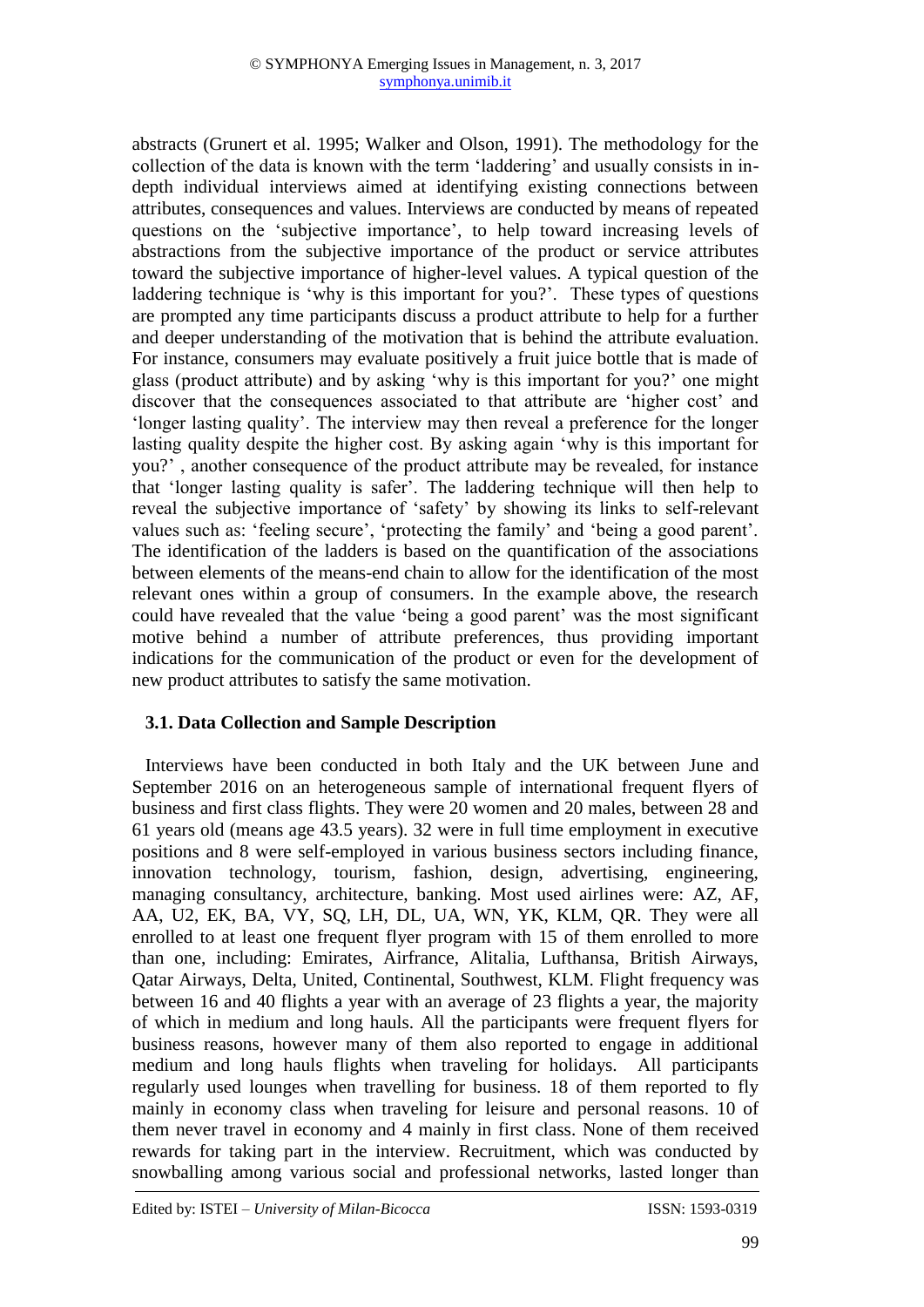abstracts (Grunert et al. 1995; Walker and Olson, 1991). The methodology for the collection of the data is known with the term 'laddering' and usually consists in in-depth individual interviews aimed at identifying existing connections between attributes, consequences and values. Interviews are conducted by means of repeated questions on the 'subjective importance', to help toward increasing levels of abstractions from the subjective importance of the product or service attributes toward the subjective importance of higher-level values. A typical question of the laddering technique is 'why is this important for you?'. These types of questions are prompted any time participants discuss a product attribute to help for a further and deeper understanding of the motivation that is behind the attribute evaluation. For instance, consumers may evaluate positively a fruit juice bottle that is made of glass (product attribute) and by asking 'why is this important for you?' one might discover that the consequences associated to that attribute are 'higher cost' and 'longer lasting quality'. The interview may then reveal a preference for the longer lasting quality despite the higher cost. By asking again 'why is this important for you?' , another consequence of the product attribute may be revealed, for instance that 'longer lasting quality is safer'. The laddering technique will then help to reveal the subjective importance of 'safety' by showing its links to self-relevant values such as: 'feeling secure', 'protecting the family' and 'being a good parent'. The identification of the ladders is based on the quantification of the associations between elements of the means-end chain to allow for the identification of the most relevant ones within a group of consumers. In the example above, the research could have revealed that the value 'being a good parent' was the most significant motive behind a number of attribute preferences, thus providing important indications for the communication of the product or even for the development of new product attributes to satisfy the same motivation.

### 3.1. Data Collection and Sample Description

Interviews have been conducted in both Italy and the UK between June and September 2016 on an heterogeneous sample of international frequent flyers of business and first class flights. They were 20 women and 20 males, between 28 and 61 years old (means age 43.5 years). 32 were in full time employment in executive positions and 8 were self-employed in various business sectors including finance, innovation technology, tourism, fashion, design, advertising, engineering, managing consultancy, architecture, banking. Most used airlines were: AZ, AF, AA, U2, EK, BA, VY, SQ, LH, DL, UA, WN, YK, KLM, QR. They were all enrolled to at least one frequent flyer program with 15 of them enrolled to more than one, including: Emirates, Airfrance, Alitalia, Lufthansa, British Airways, Qatar Airways, Delta, United, Continental, Southwest, KLM. Flight frequency was between 16 and 40 flights a year with an average of 23 flights a year, the majority of which in medium and long hauls. All the participants were frequent flyers for business reasons, however many of them also reported to engage in additional medium and long hauls flights when traveling for holidays. All participants regularly used lounges when travelling for business. 18 of them reported to fly mainly in economy class when traveling for leisure and personal reasons. 10 of them never travel in economy and 4 mainly in first class. None of them received rewards for taking part in the interview. Recruitment, which was conducted by snowballing among various social and professional networks, lasted longer than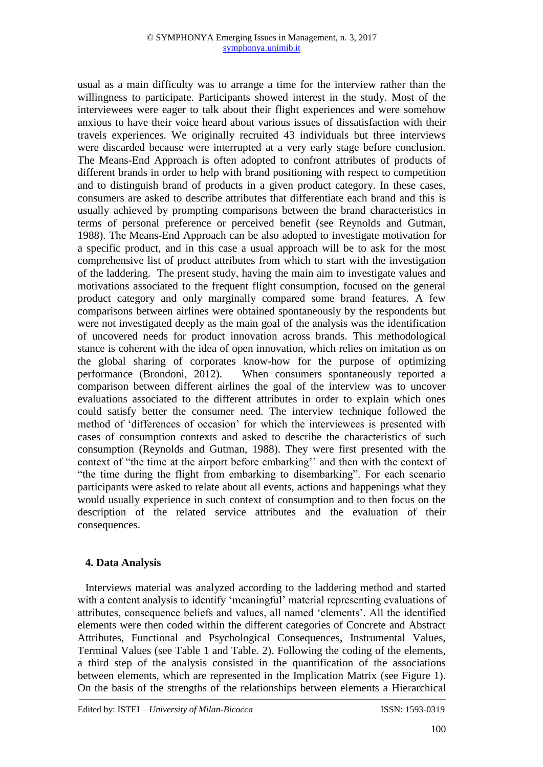usual as a main difficulty was to arrange a time for the interview rather than the willingness to participate. Participants showed interest in the study. Most of the interviewees were eager to talk about their flight experiences and were somehow anxious to have their voice heard about various issues of dissatisfaction with their travels experiences. We originally recruited 43 individuals but three interviews were discarded because were interrupted at a very early stage before conclusion. The Means-End Approach is often adopted to confront attributes of products of different brands in order to help with brand positioning with respect to competition and to distinguish brand of products in a given product category. In these cases, consumers are asked to describe attributes that differentiate each brand and this is usually achieved by prompting comparisons between the brand characteristics in terms of personal preference or perceived benefit (see Reynolds and Gutman, 1988). The Means-End Approach can be also adopted to investigate motivation for a specific product, and in this case a usual approach will be to ask for the most comprehensive list of product attributes from which to start with the investigation of the laddering. The present study, having the main aim to investigate values and motivations associated to the frequent flight consumption, focused on the general product category and only marginally compared some brand features. A few comparisons between airlines were obtained spontaneously by the respondents but were not investigated deeply as the main goal of the analysis was the identification of uncovered needs for product innovation across brands. This methodological stance is coherent with the idea of open innovation, which relies on imitation as on the global sharing of corporates know-how for the purpose of optimizing performance (Brondoni, 2012). When consumers spontaneously reported a comparison between different airlines the goal of the interview was to uncover evaluations associated to the different attributes in order to explain which ones could satisfy better the consumer need. The interview technique followed the method of 'differences of occasion' for which the interviewees is presented with cases of consumption contexts and asked to describe the characteristics of such consumption (Reynolds and Gutman, 1988). They were first presented with the context of "the time at the airport before embarking'' and then with the context of "the time during the flight from embarking to disembarking". For each scenario participants were asked to relate about all events, actions and happenings what they would usually experience in such context of consumption and to then focus on the description of the related service attributes and the evaluation of their consequences.

## 4. Data Analysis

Interviews material was analyzed according to the laddering method and started with a content analysis to identify 'meaningful' material representing evaluations of attributes, consequence beliefs and values, all named 'elements'. All the identified elements were then coded within the different categories of Concrete and Abstract Attributes, Functional and Psychological Consequences, Instrumental Values, Terminal Values (see Table 1 and Table. 2). Following the coding of the elements, a third step of the analysis consisted in the quantification of the associations between elements, which are represented in the Implication Matrix (see Figure 1). On the basis of the strengths of the relationships between elements a Hierarchical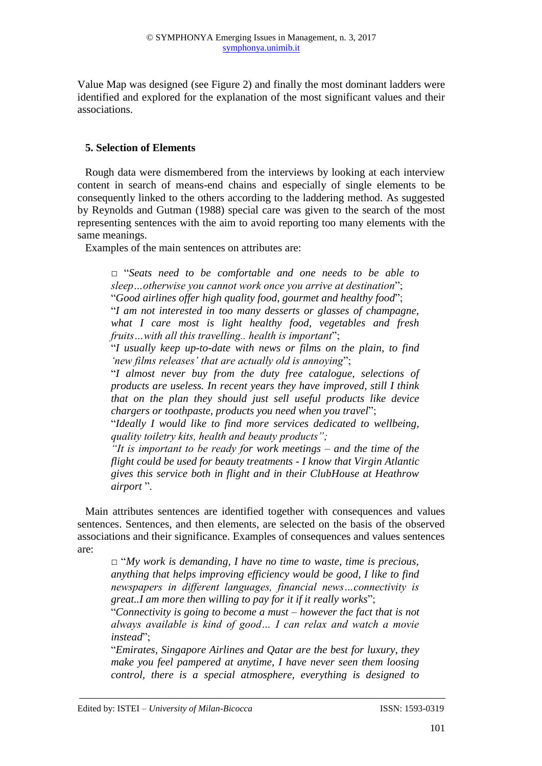Value Map was designed (see Figure 2) and finally the most dominant ladders were identified and explored for the explanation of the most significant values and their associations.

### 5. Selection of Elements

Rough data were dismembered from the interviews by looking at each interview content in search of means-end chains and especially of single elements to be consequently linked to the others according to the laddering method. As suggested by Reynolds and Gutman (1988) special care was given to the search of the most representing sentences with the aim to avoid reporting too many elements with the same meanings.

Examples of the main sentences on attributes are:

> □ "*Seats need to be comfortable and one needs to be able to sleep…otherwise you cannot work once you arrive at destination*";
> "*Good airlines offer high quality food, gourmet and healthy food*";
> "*I am not interested in too many desserts or glasses of champagne, what I care most is light healthy food, vegetables and fresh fruits…with all this travelling.. health is important*";
> "*I usually keep up-to-date with news or films on the plain, to find 'new films releases' that are actually old is annoying*";
> "*I almost never buy from the duty free catalogue, selections of products are useless. In recent years they have improved, still I think that on the plan they should just sell useful products like device chargers or toothpaste, products you need when you travel*";
> "*Ideally I would like to find more services dedicated to wellbeing, quality toiletry kits, health and beauty products";*
> *"It is important to be ready for work meetings – and the time of the flight could be used for beauty treatments - I know that Virgin Atlantic gives this service both in flight and in their ClubHouse at Heathrow airport* ".

Main attributes sentences are identified together with consequences and values sentences. Sentences, and then elements, are selected on the basis of the observed associations and their significance. Examples of consequences and values sentences are:

> □ "*My work is demanding, I have no time to waste, time is precious, anything that helps improving efficiency would be good, I like to find newspapers in different languages, financial news…connectivity is great..I am more then willing to pay for it if it really works*";
> "*Connectivity is going to become a must – however the fact that is not always available is kind of good… I can relax and watch a movie instead*";
> "*Emirates, Singapore Airlines and Qatar are the best for luxury, they make you feel pampered at anytime, I have never seen them loosing control, there is a special atmosphere, everything is designed to*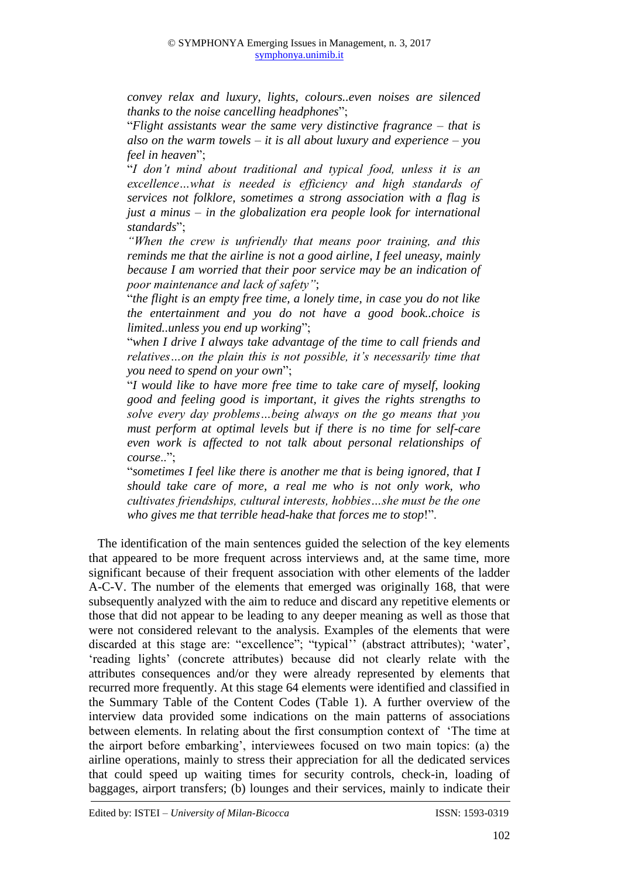*convey relax and luxury, lights, colours..even noises are silenced thanks to the noise cancelling headphones*";

"*Flight assistants wear the same very distinctive fragrance – that is also on the warm towels – it is all about luxury and experience – you feel in heaven*";

"*I don't mind about traditional and typical food, unless it is an excellence…what is needed is efficiency and high standards of services not folklore, sometimes a strong association with a flag is just a minus – in the globalization era people look for international standards*";

*"When the crew is unfriendly that means poor training, and this reminds me that the airline is not a good airline, I feel uneasy, mainly because I am worried that their poor service may be an indication of poor maintenance and lack of safety"*;

"*the flight is an empty free time, a lonely time, in case you do not like the entertainment and you do not have a good book..choice is limited..unless you end up working*";

"*when I drive I always take advantage of the time to call friends and relatives…on the plain this is not possible, it's necessarily time that you need to spend on your own*";

"*I would like to have more free time to take care of myself, looking good and feeling good is important, it gives the rights strengths to solve every day problems…being always on the go means that you must perform at optimal levels but if there is no time for self-care even work is affected to not talk about personal relationships of course..*";

"*sometimes I feel like there is another me that is being ignored, that I should take care of more, a real me who is not only work, who cultivates friendships, cultural interests, hobbies…she must be the one who gives me that terrible head-hake that forces me to stop*!".

The identification of the main sentences guided the selection of the key elements that appeared to be more frequent across interviews and, at the same time, more significant because of their frequent association with other elements of the ladder A-C-V. The number of the elements that emerged was originally 168, that were subsequently analyzed with the aim to reduce and discard any repetitive elements or those that did not appear to be leading to any deeper meaning as well as those that were not considered relevant to the analysis. Examples of the elements that were discarded at this stage are: "excellence"; "typical'' (abstract attributes); 'water', 'reading lights' (concrete attributes) because did not clearly relate with the attributes consequences and/or they were already represented by elements that recurred more frequently. At this stage 64 elements were identified and classified in the Summary Table of the Content Codes (Table 1). A further overview of the interview data provided some indications on the main patterns of associations between elements. In relating about the first consumption context of 'The time at the airport before embarking', interviewees focused on two main topics: (a) the airline operations, mainly to stress their appreciation for all the dedicated services that could speed up waiting times for security controls, check-in, loading of baggages, airport transfers; (b) lounges and their services, mainly to indicate their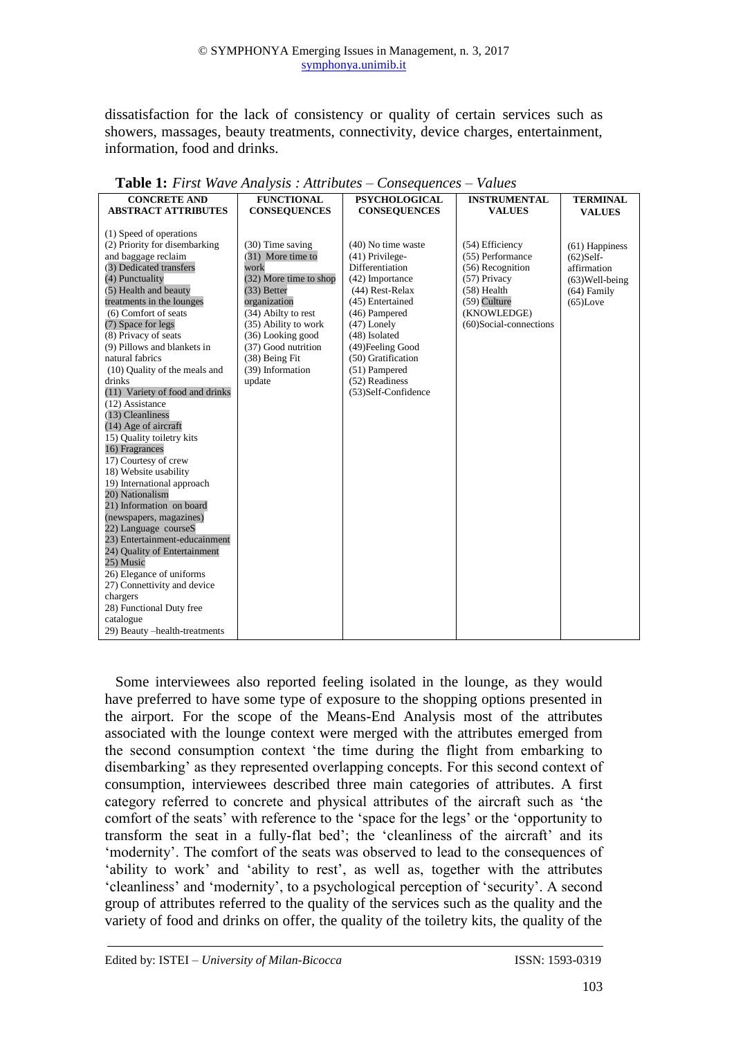dissatisfaction for the lack of consistency or quality of certain services such as showers, massages, beauty treatments, connectivity, device charges, entertainment, information, food and drinks.

**Table 1:** *First Wave Analysis : Attributes – Consequences – Values*

| CONCRETE AND ABSTRACT ATTRIBUTES | FUNCTIONAL CONSEQUENCES | PSYCHOLOGICAL CONSEQUENCES | INSTRUMENTAL VALUES | TERMINAL VALUES |
|---|---|---|---|---|
| (1) Speed of operations<br>(2) Priority for disembarking and baggage reclaim<br>(3) Dedicated transfers<br>(4) Punctuality<br>(5) Health and beauty treatments in the lounges<br>(6) Comfort of seats<br>(7) Space for legs<br>(8) Privacy of seats<br>(9) Pillows and blankets in natural fabrics<br>(10) Quality of the meals and drinks<br>(11) Variety of food and drinks<br>(12) Assistance<br>(13) Cleanliness<br>(14) Age of aircraft<br>15) Quality toiletry kits<br>16) Fragrances<br>17) Courtesy of crew<br>18) Website usability<br>19) International approach<br>20) Nationalism<br>21) Information on board (newspapers, magazines)<br>22) Language courseS<br>23) Entertainment-educainment<br>24) Quality of Entertainment<br>25) Music<br>26) Elegance of uniforms<br>27) Connettivity and device chargers<br>28) Functional Duty free catalogue<br>29) Beauty –health-treatments | (30) Time saving<br>(31) More time to work<br>(32) More time to shop<br>(33) Better organization<br>(34) Abilty to rest<br>(35) Ability to work<br>(36) Looking good<br>(37) Good nutrition<br>(38) Being Fit<br>(39) Information update | (40) No time waste<br>(41) Privilege-Differentiation<br>(42) Importance<br>(44) Rest-Relax<br>(45) Entertained<br>(46) Pampered<br>(47) Lonely<br>(48) Isolated<br>(49)Feeling Good<br>(50) Gratification<br>(51) Pampered<br>(52) Readiness<br>(53)Self-Confidence | (54) Efficiency<br>(55) Performance<br>(56) Recognition<br>(57) Privacy<br>(58) Health<br>(59) Culture (KNOWLEDGE)<br>(60)Social-connections | (61) Happiness<br>(62)Self-affirmation<br>(63)Well-being<br>(64) Family<br>(65)Love |

Some interviewees also reported feeling isolated in the lounge, as they would have preferred to have some type of exposure to the shopping options presented in the airport. For the scope of the Means-End Analysis most of the attributes associated with the lounge context were merged with the attributes emerged from the second consumption context 'the time during the flight from embarking to disembarking' as they represented overlapping concepts. For this second context of consumption, interviewees described three main categories of attributes. A first category referred to concrete and physical attributes of the aircraft such as 'the comfort of the seats' with reference to the 'space for the legs' or the 'opportunity to transform the seat in a fully-flat bed'; the 'cleanliness of the aircraft' and its 'modernity'. The comfort of the seats was observed to lead to the consequences of 'ability to work' and 'ability to rest', as well as, together with the attributes 'cleanliness' and 'modernity', to a psychological perception of 'security'. A second group of attributes referred to the quality of the services such as the quality and the variety of food and drinks on offer, the quality of the toiletry kits, the quality of the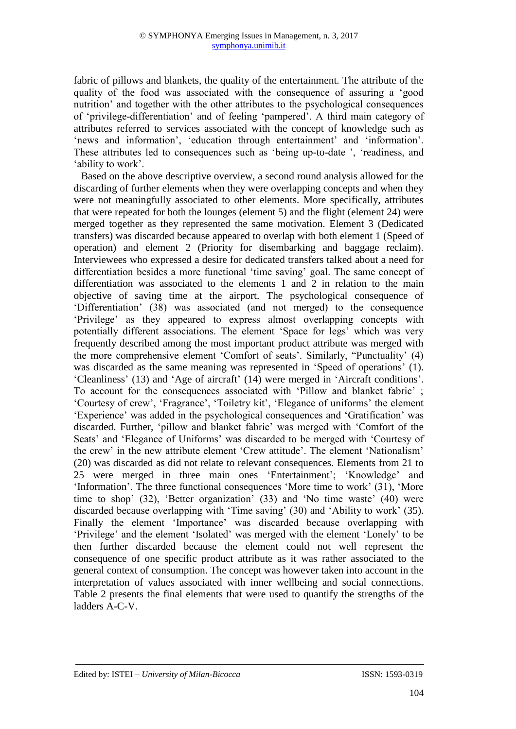fabric of pillows and blankets, the quality of the entertainment. The attribute of the quality of the food was associated with the consequence of assuring a 'good nutrition' and together with the other attributes to the psychological consequences of 'privilege-differentiation' and of feeling 'pampered'. A third main category of attributes referred to services associated with the concept of knowledge such as 'news and information', 'education through entertainment' and 'information'. These attributes led to consequences such as 'being up-to-date ', 'readiness, and 'ability to work'.

Based on the above descriptive overview, a second round analysis allowed for the discarding of further elements when they were overlapping concepts and when they were not meaningfully associated to other elements. More specifically, attributes that were repeated for both the lounges (element 5) and the flight (element 24) were merged together as they represented the same motivation. Element 3 (Dedicated transfers) was discarded because appeared to overlap with both element 1 (Speed of operation) and element 2 (Priority for disembarking and baggage reclaim). Interviewees who expressed a desire for dedicated transfers talked about a need for differentiation besides a more functional 'time saving' goal. The same concept of differentiation was associated to the elements 1 and 2 in relation to the main objective of saving time at the airport. The psychological consequence of 'Differentiation' (38) was associated (and not merged) to the consequence 'Privilege' as they appeared to express almost overlapping concepts with potentially different associations. The element 'Space for legs' which was very frequently described among the most important product attribute was merged with the more comprehensive element 'Comfort of seats'. Similarly, "Punctuality' (4) was discarded as the same meaning was represented in 'Speed of operations' (1). 'Cleanliness' (13) and 'Age of aircraft' (14) were merged in 'Aircraft conditions'. To account for the consequences associated with 'Pillow and blanket fabric' ; 'Courtesy of crew', 'Fragrance', 'Toiletry kit', 'Elegance of uniforms' the element 'Experience' was added in the psychological consequences and 'Gratification' was discarded. Further, 'pillow and blanket fabric' was merged with 'Comfort of the Seats' and 'Elegance of Uniforms' was discarded to be merged with 'Courtesy of the crew' in the new attribute element 'Crew attitude'. The element 'Nationalism' (20) was discarded as did not relate to relevant consequences. Elements from 21 to 25 were merged in three main ones 'Entertainment'; 'Knowledge' and 'Information'. The three functional consequences 'More time to work' (31), 'More time to shop' (32), 'Better organization' (33) and 'No time waste' (40) were discarded because overlapping with 'Time saving' (30) and 'Ability to work' (35). Finally the element 'Importance' was discarded because overlapping with 'Privilege' and the element 'Isolated' was merged with the element 'Lonely' to be then further discarded because the element could not well represent the consequence of one specific product attribute as it was rather associated to the general context of consumption. The concept was however taken into account in the interpretation of values associated with inner wellbeing and social connections. Table 2 presents the final elements that were used to quantify the strengths of the ladders A-C-V.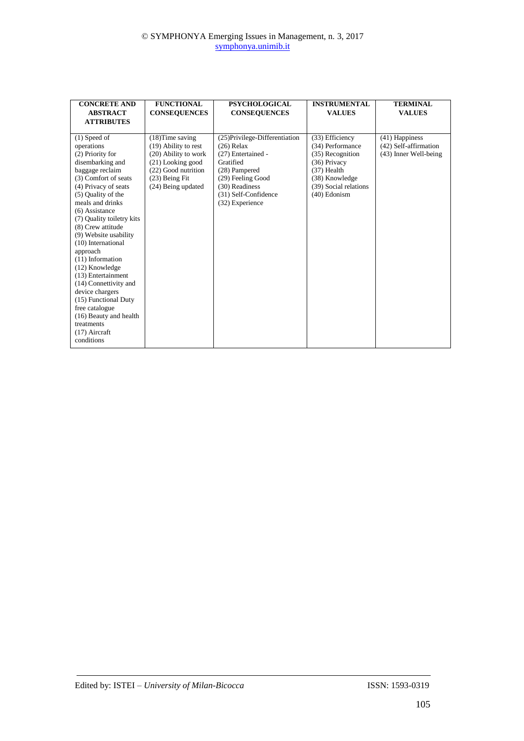| CONCRETE AND ABSTRACT ATTRIBUTES | FUNCTIONAL CONSEQUENCES | PSYCHOLOGICAL CONSEQUENCES | INSTRUMENTAL VALUES | TERMINAL VALUES |
|---|---|---|---|---|
| (1) Speed of operations<br>(2) Priority for disembarking and baggage reclaim<br>(3) Comfort of seats<br>(4) Privacy of seats<br>(5) Quality of the meals and drinks<br>(6) Assistance<br>(7) Quality toiletry kits<br>(8) Crew attitude<br>(9) Website usability<br>(10) International approach<br>(11) Information<br>(12) Knowledge<br>(13) Entertainment<br>(14) Connettivity and device chargers<br>(15) Functional Duty free catalogue<br>(16) Beauty and health treatments<br>(17) Aircraft conditions | (18)Time saving<br>(19) Ability to rest<br>(20) Ability to work<br>(21) Looking good<br>(22) Good nutrition<br>(23) Being Fit<br>(24) Being updated | (25)Privilege-Differentiation<br>(26) Relax<br>(27) Entertained - Gratified<br>(28) Pampered<br>(29) Feeling Good<br>(30) Readiness<br>(31) Self-Confidence<br>(32) Experience | (33) Efficiency<br>(34) Performance<br>(35) Recognition<br>(36) Privacy<br>(37) Health<br>(38) Knowledge<br>(39) Social relations<br>(40) Edonism | (41) Happiness<br>(42) Self-affirmation<br>(43) Inner Well-being |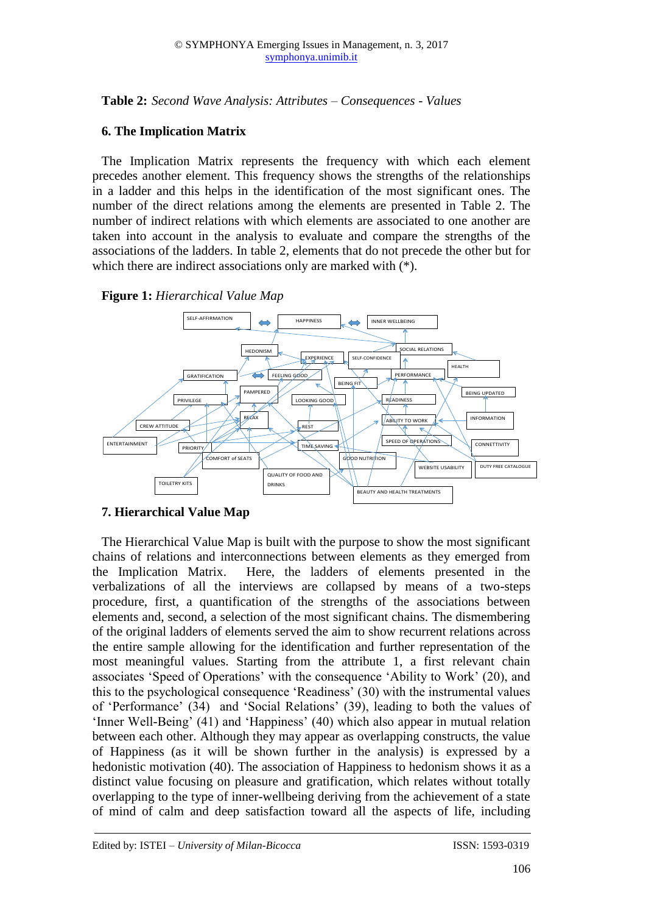**Table 2:** *Second Wave Analysis: Attributes – Consequences - Values*

## 6. The Implication Matrix

The Implication Matrix represents the frequency with which each element precedes another element. This frequency shows the strengths of the relationships in a ladder and this helps in the identification of the most significant ones. The number of the direct relations among the elements are presented in Table 2. The number of indirect relations with which elements are associated to one another are taken into account in the analysis to evaluate and compare the strengths of the associations of the ladders. In table 2, elements that do not precede the other but for which there are indirect associations only are marked with (*).

**Figure 1:** *Hierarchical Value Map*

## 7. Hierarchical Value Map

The Hierarchical Value Map is built with the purpose to show the most significant chains of relations and interconnections between elements as they emerged from the Implication Matrix. Here, the ladders of elements presented in the verbalizations of all the interviews are collapsed by means of a two-steps procedure, first, a quantification of the strengths of the associations between elements and, second, a selection of the most significant chains. The dismembering of the original ladders of elements served the aim to show recurrent relations across the entire sample allowing for the identification and further representation of the most meaningful values. Starting from the attribute 1, a first relevant chain associates 'Speed of Operations' with the consequence 'Ability to Work' (20), and this to the psychological consequence 'Readiness' (30) with the instrumental values of 'Performance' (34) and 'Social Relations' (39), leading to both the values of 'Inner Well-Being' (41) and 'Happiness' (40) which also appear in mutual relation between each other. Although they may appear as overlapping constructs, the value of Happiness (as it will be shown further in the analysis) is expressed by a hedonistic motivation (40). The association of Happiness to hedonism shows it as a distinct value focusing on pleasure and gratification, which relates without totally overlapping to the type of inner-wellbeing deriving from the achievement of a state of mind of calm and deep satisfaction toward all the aspects of life, including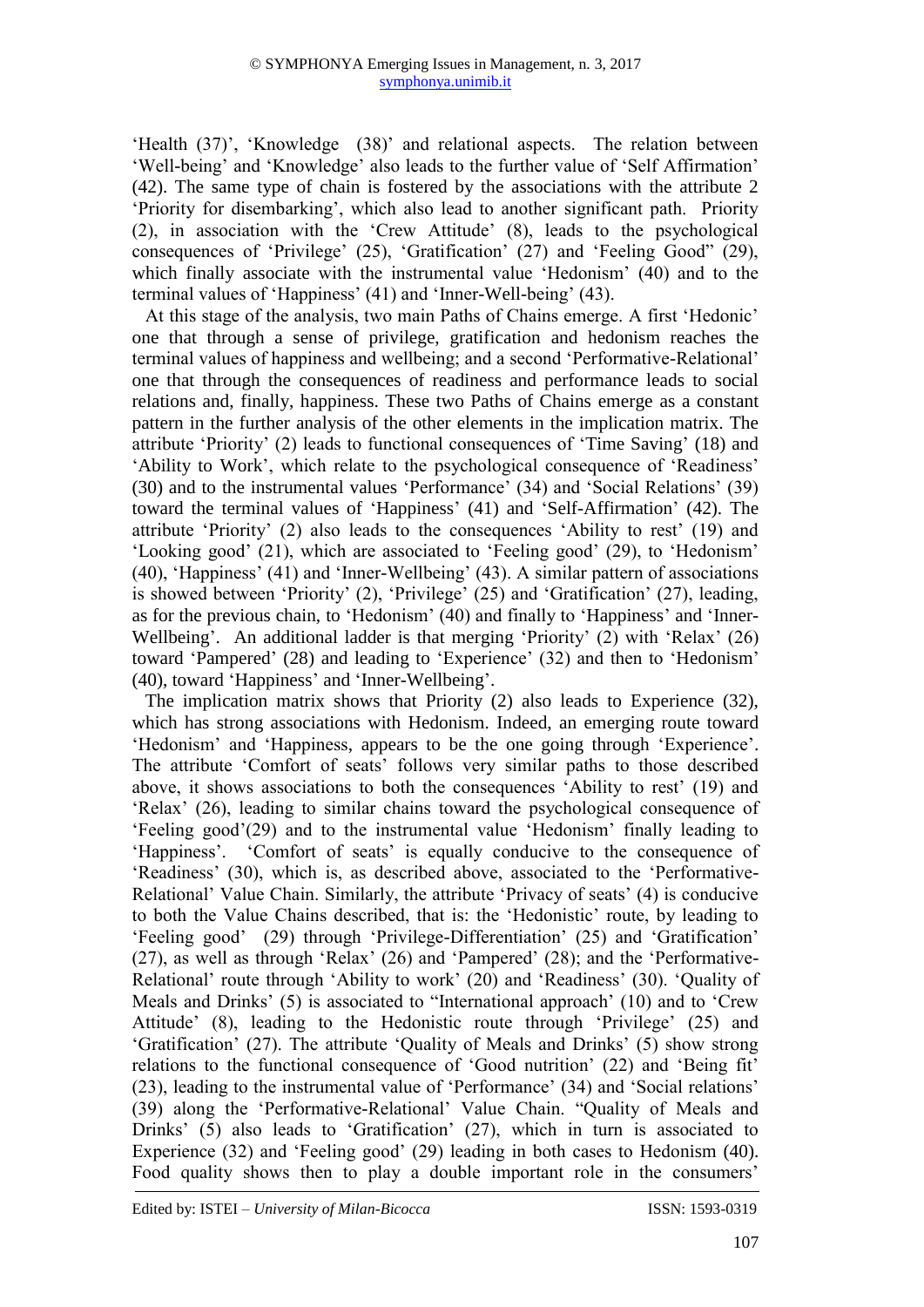'Health (37)', 'Knowledge (38)' and relational aspects. The relation between 'Well-being' and 'Knowledge' also leads to the further value of 'Self Affirmation' (42). The same type of chain is fostered by the associations with the attribute 2 'Priority for disembarking', which also lead to another significant path. Priority (2), in association with the 'Crew Attitude' (8), leads to the psychological consequences of 'Privilege' (25), 'Gratification' (27) and 'Feeling Good" (29), which finally associate with the instrumental value 'Hedonism' (40) and to the terminal values of 'Happiness' (41) and 'Inner-Well-being' (43).

At this stage of the analysis, two main Paths of Chains emerge. A first 'Hedonic' one that through a sense of privilege, gratification and hedonism reaches the terminal values of happiness and wellbeing; and a second 'Performative-Relational' one that through the consequences of readiness and performance leads to social relations and, finally, happiness. These two Paths of Chains emerge as a constant pattern in the further analysis of the other elements in the implication matrix. The attribute 'Priority' (2) leads to functional consequences of 'Time Saving' (18) and 'Ability to Work', which relate to the psychological consequence of 'Readiness' (30) and to the instrumental values 'Performance' (34) and 'Social Relations' (39) toward the terminal values of 'Happiness' (41) and 'Self-Affirmation' (42). The attribute 'Priority' (2) also leads to the consequences 'Ability to rest' (19) and 'Looking good' (21), which are associated to 'Feeling good' (29), to 'Hedonism' (40), 'Happiness' (41) and 'Inner-Wellbeing' (43). A similar pattern of associations is showed between 'Priority' (2), 'Privilege' (25) and 'Gratification' (27), leading, as for the previous chain, to 'Hedonism' (40) and finally to 'Happiness' and 'Inner-Wellbeing'. An additional ladder is that merging 'Priority' (2) with 'Relax' (26) toward 'Pampered' (28) and leading to 'Experience' (32) and then to 'Hedonism' (40), toward 'Happiness' and 'Inner-Wellbeing'.

The implication matrix shows that Priority (2) also leads to Experience (32), which has strong associations with Hedonism. Indeed, an emerging route toward 'Hedonism' and 'Happiness, appears to be the one going through 'Experience'. The attribute 'Comfort of seats' follows very similar paths to those described above, it shows associations to both the consequences 'Ability to rest' (19) and 'Relax' (26), leading to similar chains toward the psychological consequence of 'Feeling good'(29) and to the instrumental value 'Hedonism' finally leading to 'Happiness'. 'Comfort of seats' is equally conducive to the consequence of 'Readiness' (30), which is, as described above, associated to the 'Performative-Relational' Value Chain. Similarly, the attribute 'Privacy of seats' (4) is conducive to both the Value Chains described, that is: the 'Hedonistic' route, by leading to 'Feeling good' (29) through 'Privilege-Differentiation' (25) and 'Gratification' (27), as well as through 'Relax' (26) and 'Pampered' (28); and the 'Performative-Relational' route through 'Ability to work' (20) and 'Readiness' (30). 'Quality of Meals and Drinks' (5) is associated to "International approach' (10) and to 'Crew Attitude' (8), leading to the Hedonistic route through 'Privilege' (25) and 'Gratification' (27). The attribute 'Quality of Meals and Drinks' (5) show strong relations to the functional consequence of 'Good nutrition' (22) and 'Being fit' (23), leading to the instrumental value of 'Performance' (34) and 'Social relations' (39) along the 'Performative-Relational' Value Chain. "Quality of Meals and Drinks' (5) also leads to 'Gratification' (27), which in turn is associated to Experience (32) and 'Feeling good' (29) leading in both cases to Hedonism (40). Food quality shows then to play a double important role in the consumers'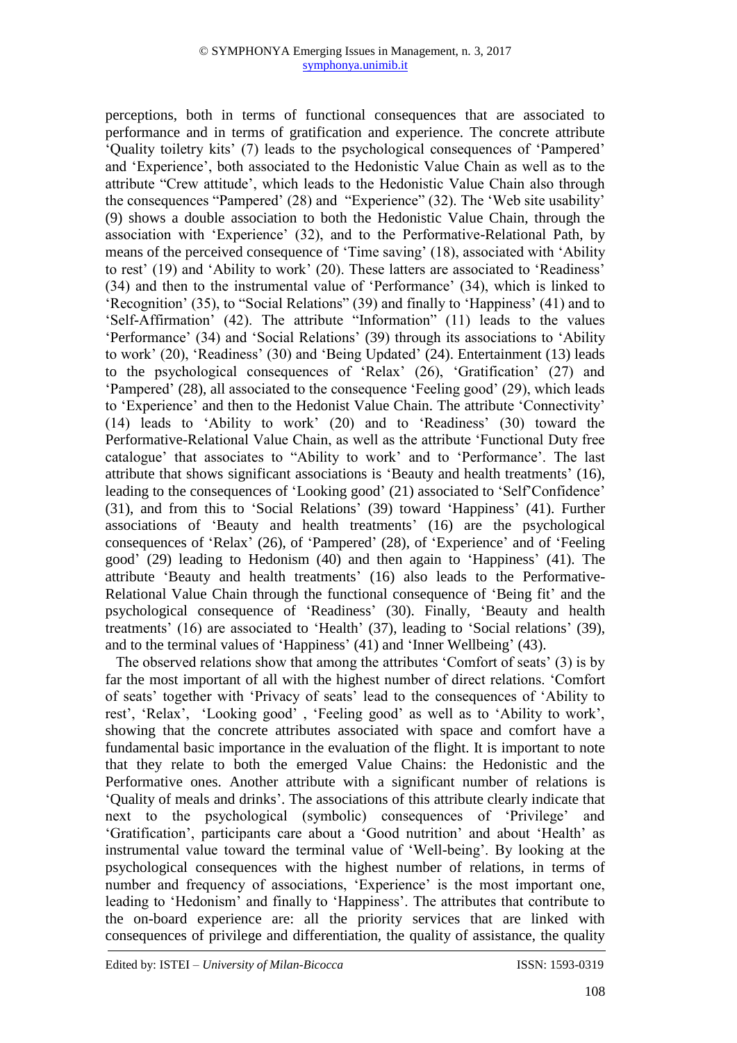perceptions, both in terms of functional consequences that are associated to performance and in terms of gratification and experience. The concrete attribute 'Quality toiletry kits' (7) leads to the psychological consequences of 'Pampered' and 'Experience', both associated to the Hedonistic Value Chain as well as to the attribute "Crew attitude", which leads to the Hedonistic Value Chain also through the consequences "Pampered" (28) and "Experience" (32). The 'Web site usability' (9) shows a double association to both the Hedonistic Value Chain, through the association with 'Experience' (32), and to the Performative-Relational Path, by means of the perceived consequence of 'Time saving' (18), associated with 'Ability to rest' (19) and 'Ability to work' (20). These latters are associated to 'Readiness' (34) and then to the instrumental value of 'Performance' (34), which is linked to 'Recognition' (35), to "Social Relations" (39) and finally to 'Happiness' (41) and to 'Self-Affirmation' (42). The attribute "Information" (11) leads to the values 'Performance' (34) and 'Social Relations' (39) through its associations to 'Ability to work' (20), 'Readiness' (30) and 'Being Updated' (24). Entertainment (13) leads to the psychological consequences of 'Relax' (26), 'Gratification' (27) and 'Pampered' (28), all associated to the consequence 'Feeling good' (29), which leads to 'Experience' and then to the Hedonist Value Chain. The attribute 'Connectivity' (14) leads to 'Ability to work' (20) and to 'Readiness' (30) toward the Performative-Relational Value Chain, as well as the attribute 'Functional Duty free catalogue' that associates to "Ability to work" and to 'Performance'. The last attribute that shows significant associations is 'Beauty and health treatments' (16), leading to the consequences of 'Looking good' (21) associated to 'Self'Confidence' (31), and from this to 'Social Relations' (39) toward 'Happiness' (41). Further associations of 'Beauty and health treatments' (16) are the psychological consequences of 'Relax' (26), of 'Pampered' (28), of 'Experience' and of 'Feeling good' (29) leading to Hedonism (40) and then again to 'Happiness' (41). The attribute 'Beauty and health treatments' (16) also leads to the Performative-Relational Value Chain through the functional consequence of 'Being fit' and the psychological consequence of 'Readiness' (30). Finally, 'Beauty and health treatments' (16) are associated to 'Health' (37), leading to 'Social relations' (39), and to the terminal values of 'Happiness' (41) and 'Inner Wellbeing' (43).

The observed relations show that among the attributes 'Comfort of seats' (3) is by far the most important of all with the highest number of direct relations. 'Comfort of seats' together with 'Privacy of seats' lead to the consequences of 'Ability to rest', 'Relax', 'Looking good' , 'Feeling good' as well as to 'Ability to work', showing that the concrete attributes associated with space and comfort have a fundamental basic importance in the evaluation of the flight. It is important to note that they relate to both the emerged Value Chains: the Hedonistic and the Performative ones. Another attribute with a significant number of relations is 'Quality of meals and drinks'. The associations of this attribute clearly indicate that next to the psychological (symbolic) consequences of 'Privilege' and 'Gratification', participants care about a 'Good nutrition' and about 'Health' as instrumental value toward the terminal value of 'Well-being'. By looking at the psychological consequences with the highest number of relations, in terms of number and frequency of associations, 'Experience' is the most important one, leading to 'Hedonism' and finally to 'Happiness'. The attributes that contribute to the on-board experience are: all the priority services that are linked with consequences of privilege and differentiation, the quality of assistance, the quality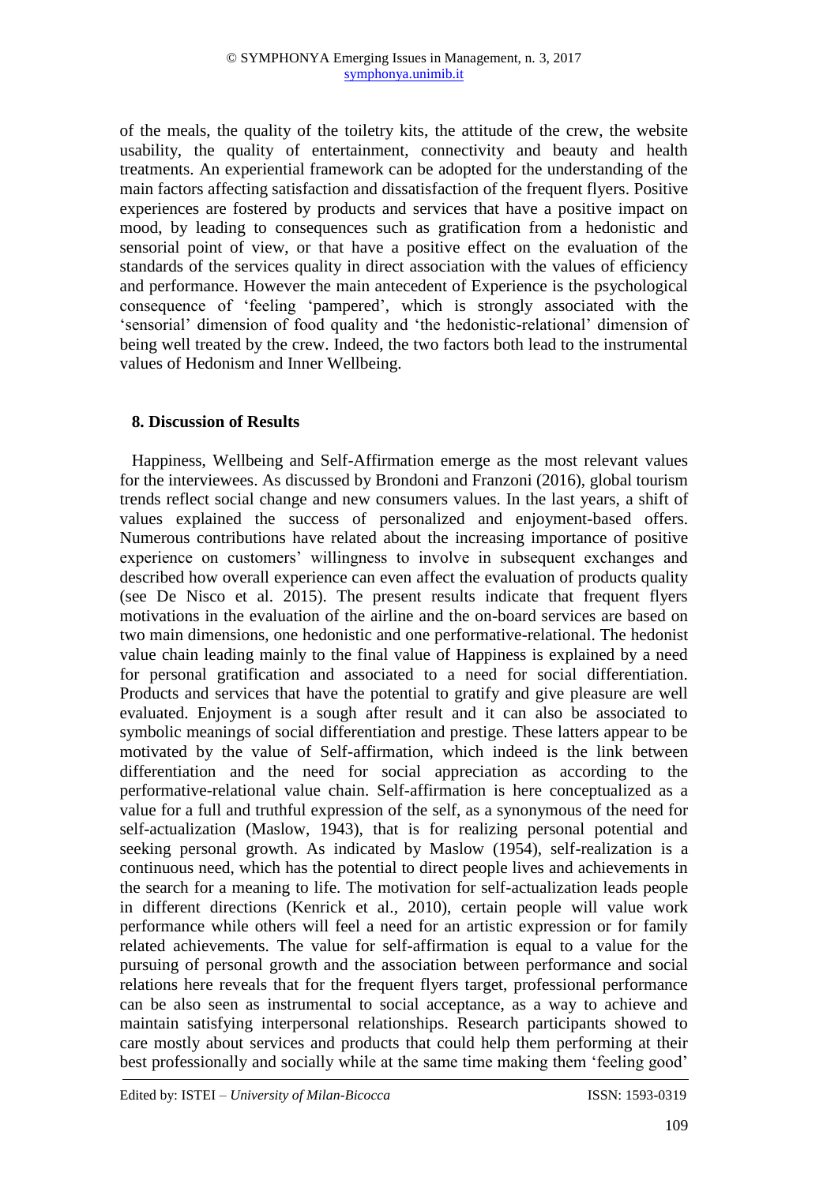of the meals, the quality of the toiletry kits, the attitude of the crew, the website usability, the quality of entertainment, connectivity and beauty and health treatments. An experiential framework can be adopted for the understanding of the main factors affecting satisfaction and dissatisfaction of the frequent flyers. Positive experiences are fostered by products and services that have a positive impact on mood, by leading to consequences such as gratification from a hedonistic and sensorial point of view, or that have a positive effect on the evaluation of the standards of the services quality in direct association with the values of efficiency and performance. However the main antecedent of Experience is the psychological consequence of 'feeling 'pampered', which is strongly associated with the 'sensorial' dimension of food quality and 'the hedonistic-relational' dimension of being well treated by the crew. Indeed, the two factors both lead to the instrumental values of Hedonism and Inner Wellbeing.

## 8. Discussion of Results

Happiness, Wellbeing and Self-Affirmation emerge as the most relevant values for the interviewees. As discussed by Brondoni and Franzoni (2016), global tourism trends reflect social change and new consumers values. In the last years, a shift of values explained the success of personalized and enjoyment-based offers. Numerous contributions have related about the increasing importance of positive experience on customers' willingness to involve in subsequent exchanges and described how overall experience can even affect the evaluation of products quality (see De Nisco et al. 2015). The present results indicate that frequent flyers motivations in the evaluation of the airline and the on-board services are based on two main dimensions, one hedonistic and one performative-relational. The hedonist value chain leading mainly to the final value of Happiness is explained by a need for personal gratification and associated to a need for social differentiation. Products and services that have the potential to gratify and give pleasure are well evaluated. Enjoyment is a sough after result and it can also be associated to symbolic meanings of social differentiation and prestige. These latters appear to be motivated by the value of Self-affirmation, which indeed is the link between differentiation and the need for social appreciation as according to the performative-relational value chain. Self-affirmation is here conceptualized as a value for a full and truthful expression of the self, as a synonymous of the need for self-actualization (Maslow, 1943), that is for realizing personal potential and seeking personal growth. As indicated by Maslow (1954), self-realization is a continuous need, which has the potential to direct people lives and achievements in the search for a meaning to life. The motivation for self-actualization leads people in different directions (Kenrick et al., 2010), certain people will value work performance while others will feel a need for an artistic expression or for family related achievements. The value for self-affirmation is equal to a value for the pursuing of personal growth and the association between performance and social relations here reveals that for the frequent flyers target, professional performance can be also seen as instrumental to social acceptance, as a way to achieve and maintain satisfying interpersonal relationships. Research participants showed to care mostly about services and products that could help them performing at their best professionally and socially while at the same time making them 'feeling good'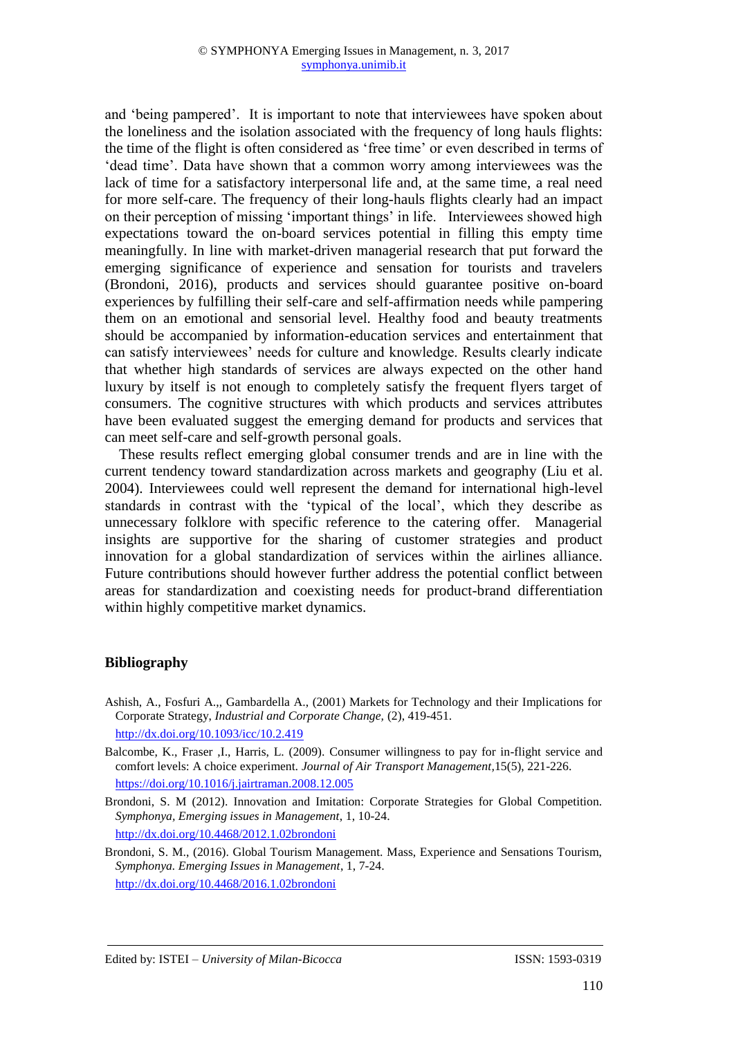and 'being pampered'. It is important to note that interviewees have spoken about the loneliness and the isolation associated with the frequency of long hauls flights: the time of the flight is often considered as 'free time' or even described in terms of 'dead time'. Data have shown that a common worry among interviewees was the lack of time for a satisfactory interpersonal life and, at the same time, a real need for more self-care. The frequency of their long-hauls flights clearly had an impact on their perception of missing 'important things' in life. Interviewees showed high expectations toward the on-board services potential in filling this empty time meaningfully. In line with market-driven managerial research that put forward the emerging significance of experience and sensation for tourists and travelers (Brondoni, 2016), products and services should guarantee positive on-board experiences by fulfilling their self-care and self-affirmation needs while pampering them on an emotional and sensorial level. Healthy food and beauty treatments should be accompanied by information-education services and entertainment that can satisfy interviewees' needs for culture and knowledge. Results clearly indicate that whether high standards of services are always expected on the other hand luxury by itself is not enough to completely satisfy the frequent flyers target of consumers. The cognitive structures with which products and services attributes have been evaluated suggest the emerging demand for products and services that can meet self-care and self-growth personal goals.

These results reflect emerging global consumer trends and are in line with the current tendency toward standardization across markets and geography (Liu et al. 2004). Interviewees could well represent the demand for international high-level standards in contrast with the 'typical of the local', which they describe as unnecessary folklore with specific reference to the catering offer. Managerial insights are supportive for the sharing of customer strategies and product innovation for a global standardization of services within the airlines alliance. Future contributions should however further address the potential conflict between areas for standardization and coexisting needs for product-brand differentiation within highly competitive market dynamics.

## Bibliography

Ashish, A., Fosfuri A.,, Gambardella A., (2001) Markets for Technology and their Implications for Corporate Strategy, *Industrial and Corporate Change,* (2), 419-451. http://dx.doi.org/10.1093/icc/10.2.419

Balcombe, K., Fraser ,I., Harris, L. (2009). Consumer willingness to pay for in-flight service and comfort levels: A choice experiment. *Journal of Air Transport Management*,15(5), 221-226. https://doi.org/10.1016/j.jairtraman.2008.12.005

Brondoni, S. M (2012). Innovation and Imitation: Corporate Strategies for Global Competition. *Symphonya, Emerging issues in Management*, 1, 10-24. http://dx.doi.org/10.4468/2012.1.02brondoni

Brondoni, S. M., (2016). Global Tourism Management. Mass, Experience and Sensations Tourism, *Symphonya. Emerging Issues in Management*, 1, 7-24. http://dx.doi.org/10.4468/2016.1.02brondoni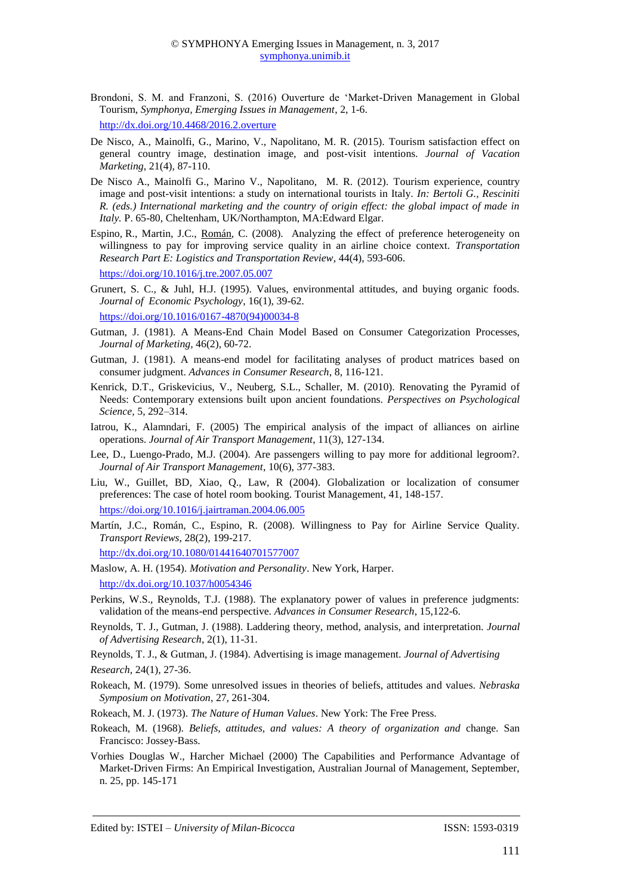Brondoni, S. M. and Franzoni, S. (2016) Ouverture de 'Market-Driven Management in Global Tourism, *Symphonya, Emerging Issues in Management*, 2, 1-6.
http://dx.doi.org/10.4468/2016.2.overture

De Nisco, A., Mainolfi, G., Marino, V., Napolitano, M. R. (2015). Tourism satisfaction effect on general country image, destination image, and post-visit intentions. *Journal of Vacation Marketing*, 21(4), 87-110.

De Nisco A., Mainolfi G., Marino V., Napolitano, M. R. (2012). Tourism experience, country image and post-visit intentions: a study on international tourists in Italy. *In: Bertoli G., Resciniti R. (eds.) International marketing and the country of origin effect: the global impact of made in Italy.* P. 65-80, Cheltenham, UK/Northampton, MA:Edward Elgar.

Espino, R., Martin, J.C., Román, C. (2008). Analyzing the effect of preference heterogeneity on willingness to pay for improving service quality in an airline choice context. *Transportation Research Part E: Logistics and Transportation Review*, 44(4), 593-606.
https://doi.org/10.1016/j.tre.2007.05.007

Grunert, S. C., & Juhl, H.J. (1995). Values, environmental attitudes, and buying organic foods. *Journal of Economic Psychology*, 16(1), 39-62.
https://doi.org/10.1016/0167-4870(94)00034-8

Gutman, J. (1981). A Means-End Chain Model Based on Consumer Categorization Processes, *Journal of Marketing*, 46(2), 60-72.

Gutman, J. (1981). A means-end model for facilitating analyses of product matrices based on consumer judgment. *Advances in Consumer Research*, 8, 116-121.

Kenrick, D.T., Griskevicius, V., Neuberg, S.L., Schaller, M. (2010). Renovating the Pyramid of Needs: Contemporary extensions built upon ancient foundations. *Perspectives on Psychological Science*, 5, 292–314.

Iatrou, K., Alamndari, F. (2005) The empirical analysis of the impact of alliances on airline operations. *Journal of Air Transport Management*, 11(3), 127-134.

Lee, D., Luengo-Prado, M.J. (2004). Are passengers willing to pay more for additional legroom?. *Journal of Air Transport Management*, 10(6), 377-383.

Liu, W., Guillet, BD, Xiao, Q., Law, R (2004). Globalization or localization of consumer preferences: The case of hotel room booking. Tourist Management, 41, 148-157.
https://doi.org/10.1016/j.jairtraman.2004.06.005

Martín, J.C., Román, C., Espino, R. (2008). Willingness to Pay for Airline Service Quality. *Transport Reviews*, 28(2), 199-217.
http://dx.doi.org/10.1080/01441640701577007

Maslow, A. H. (1954). *Motivation and Personality*. New York, Harper.
http://dx.doi.org/10.1037/h0054346

Perkins, W.S., Reynolds, T.J. (1988). The explanatory power of values in preference judgments: validation of the means-end perspective. *Advances in Consumer Research*, 15,122-6.

Reynolds, T. J., Gutman, J. (1988). Laddering theory, method, analysis, and interpretation. *Journal of Advertising Research*, 2(1), 11-31.

Reynolds, T. J., & Gutman, J. (1984). Advertising is image management. *Journal of Advertising Research*, 24(1), 27-36.

Rokeach, M. (1979). Some unresolved issues in theories of beliefs, attitudes and values. *Nebraska Symposium on Motivation*, 27, 261-304.

Rokeach, M. J. (1973). *The Nature of Human Values*. New York: The Free Press.

Rokeach, M. (1968). *Beliefs, attitudes, and values: A theory of organization and* change. San Francisco: Jossey-Bass.

Vorhies Douglas W., Harcher Michael (2000) The Capabilities and Performance Advantage of Market-Driven Firms: An Empirical Investigation, Australian Journal of Management, September, n. 25, pp. 145-171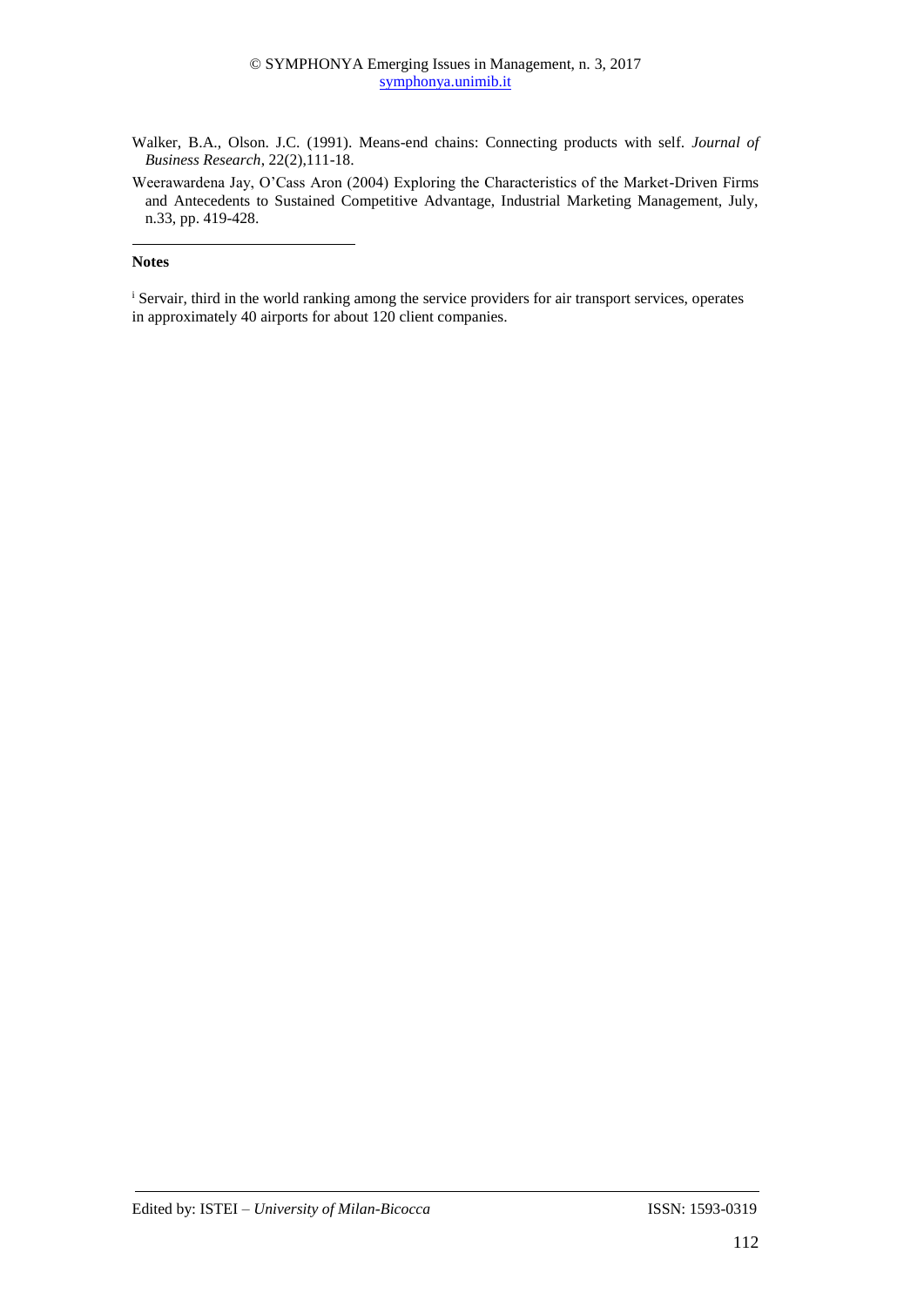Walker, B.A., Olson. J.C. (1991). Means-end chains: Connecting products with self. *Journal of Business Research*, 22(2),111-18.

Weerawardena Jay, O'Cass Aron (2004) Exploring the Characteristics of the Market-Driven Firms and Antecedents to Sustained Competitive Advantage, Industrial Marketing Management, July, n.33, pp. 419-428.

**Notes**

[i] Servair, third in the world ranking among the service providers for air transport services, operates in approximately 40 airports for about 120 client companies.